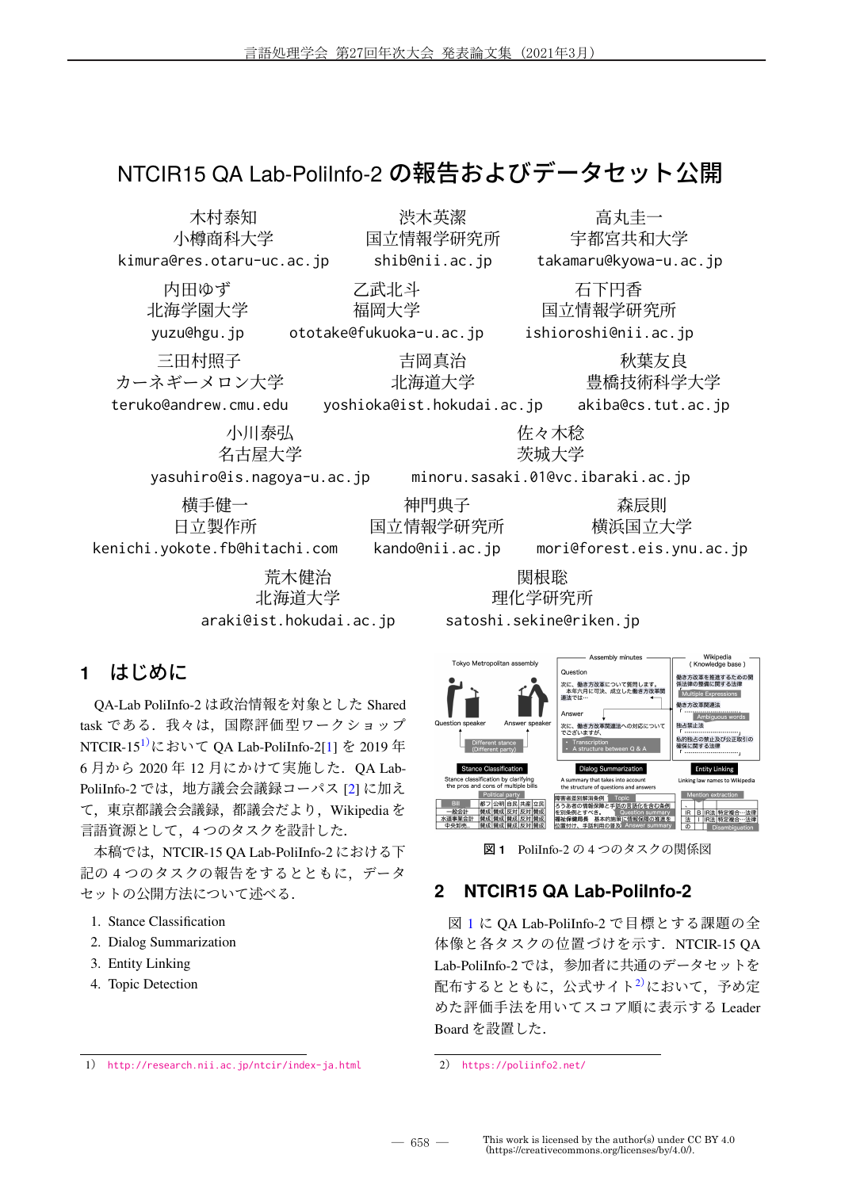# NTCIR15 QA Lab-PoliInfo-2 の報告およびデータセット公開

木村泰知
小樽商科大学
kimura@res.otaru-uc.ac.jp

渋木英潔
国立情報学研究所
shib@nii.ac.jp

高丸圭一
宇都宮共和大学
takamaru@kyowa-u.ac.jp

内田ゆず
北海学園大学
yuzu@hgu.jp

乙武北斗
福岡大学
ototake@fukuoka-u.ac.jp

石下円香
国立情報学研究所
ishioroshi@nii.ac.jp

三田村照子
カーネギーメロン大学
teruko@andrew.cmu.edu

吉岡真治
北海道大学
yoshioka@ist.hokudai.ac.jp

秋葉友良
豊橋技術科学大学
akiba@cs.tut.ac.jp

小川泰弘
名古屋大学
yasuhiro@is.nagoya-u.ac.jp

佐々木稔
茨城大学
minoru.sasaki.01@vc.ibaraki.ac.jp

横手健一
日立製作所
kenichi.yokote.fb@hitachi.com

神門典子
国立情報学研究所
kando@nii.ac.jp

森辰則
横浜国立大学
mori@forest.eis.ynu.ac.jp

荒木健治
北海道大学
araki@ist.hokudai.ac.jp

関根聡
理化学研究所
satoshi.sekine@riken.jp

## 1 はじめに

QA-Lab PoliInfo-2 は政治情報を対象とした Shared task である．我々は，国際評価型ワークショップ NTCIR-15[1] において QA Lab-PoliInfo-2[1] を 2019 年 6 月から 2020 年 12 月にかけて実施した．QA Lab-PoliInfo-2 では，地方議会会議録コーパス [2] に加えて，東京都議会会議録，都議会だより，Wikipedia を言語資源として，4 つのタスクを設計した．

本稿では，NTCIR-15 QA Lab-PoliInfo-2 における下記の 4 つのタスクの報告をするとともに，データセットの公開方法について述べる．

1. Stance Classification
2. Dialog Summarization
3. Entity Linking
4. Topic Detection

図 1　PoliInfo-2 の 4 つのタスクの関係図

## 2 NTCIR15 QA Lab-PoliInfo-2

図 1 に QA Lab-PoliInfo-2 で目標とする課題の全体像と各タスクの位置づけを示す．NTCIR-15 QA Lab-PoliInfo-2 では，参加者に共通のデータセットを配布するとともに，公式サイト[2]において，予め定めた評価手法を用いてスコア順に表示する Leader Board を設置した．

1) http://research.nii.ac.jp/ntcir/index-ja.html

2) https://poliinfo2.net/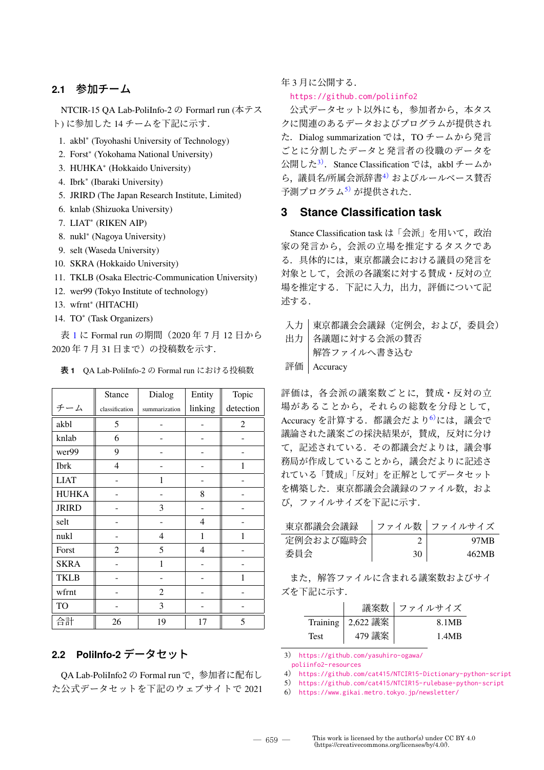## 2.1 参加チーム

NTCIR-15 QA Lab-PoliInfo-2 の Formarl run (本テスト) に参加した 14 チームを下記に示す.

1. akbl* (Toyohashi University of Technology)
2. Forst* (Yokohama National University)
3. HUHKA* (Hokkaido University)
4. Ibrk* (Ibaraki University)
5. JRIRD (The Japan Research Institute, Limited)
6. knlab (Shizuoka University)
7. LIAT* (RIKEN AIP)
8. nukl* (Nagoya University)
9. selt (Waseda University)
10. SKRA (Hokkaido University)
11. TKLB (Osaka Electric-Communication University)
12. wer99 (Tokyo Institute of technology)
13. wfrnt* (HITACHI)
14. TO* (Task Organizers)

表 1 に Formal run の期間（2020 年 7 月 12 日から 2020 年 7 月 31 日まで）の投稿数を示す.

**表 1** QA Lab-PoliInfo-2 の Formal run における投稿数

| チーム | Stance classification | Dialog summarization | Entity linking | Topic detection |
|---|---|---|---|---|
| akbl | 5 | - | - | 2 |
| knlab | 6 | - | - | - |
| wer99 | 9 | - | - | - |
| Ibrk | 4 | - | - | 1 |
| LIAT | - | 1 | - | - |
| HUHKA | - | - | 8 | - |
| JRIRD | - | 3 | - | - |
| selt | - | - | 4 | - |
| nukl | - | 4 | 1 | 1 |
| Forst | 2 | 5 | 4 | - |
| SKRA | - | 1 | - | - |
| TKLB | - | - | - | 1 |
| wfrnt | - | 2 | - | - |
| TO | - | 3 | - | - |
| 合計 | 26 | 19 | 17 | 5 |

## 2.2 PoliInfo-2 データセット

QA Lab-PoliInfo2 の Formal run で，参加者に配布した公式データセットを下記のウェブサイトで 2021 年 3 月に公開する.

https://github.com/poliinfo2

公式データセット以外にも，参加者から，本タスクに関連のあるデータおよびプログラムが提供された．Dialog summarization では，TO チームから発言ごとに分割したデータと発言者の役職のデータを公開した[3]．Stance Classification では，akbl チームから，議員名/所属会派辞書[4] およびルールベース賛否予測プログラム[5] が提供された.

## 3 Stance Classification task

Stance Classification task は「会派」を用いて，政治家の発言から，会派の立場を推定するタスクである．具体的には，東京都議会における議員の発言を対象として，会派の各議案に対する賛成・反対の立場を推定する．下記に入力，出力，評価について記述する.

| | |
|---|---|
| 入力 | 東京都議会会議録（定例会，および，委員会） |
| 出力 | 各議題に対する会派の賛否<br>解答ファイルへ書き込む |
| 評価 | Accuracy |

評価は，各会派の議案数ごとに，賛成・反対の立場があることから，それらの総数を分母として，Accuracy を計算する．都議会だより[6]には，議会で議論された議案ごの採決結果が，賛成，反対に分けて，記述されている．その都議会だよりは，議会事務局が作成していることから，議会だよりに記述されている「賛成」「反対」を正解としてデータセットを構築した．東京都議会会議録のファイル数，および，ファイルサイズを下記に示す.

| 東京都議会会議録 | ファイル数 | ファイルサイズ |
|---|---|---|
| 定例会および臨時会 | 2 | 97MB |
| 委員会 | 30 | 462MB |

また，解答ファイルに含まれる議案数およびサイズを下記に示す.

| | 議案数 | ファイルサイズ |
|---|---|---|
| Training | 2,622 議案 | 8.1MB |
| Test | 479 議案 | 1.4MB |

3) https://github.com/yasuhiro-ogawa/poliinfo2-resources
4) https://github.com/cat415/NTCIR15-Dictionary-python-script
5) https://github.com/cat415/NTCIR15-rulebase-python-script
6) https://www.gikai.metro.tokyo.jp/newsletter/

This work is licensed by the author(s) under CC BY 4.0 (https://creativecommons.org/licenses/by/4.0/).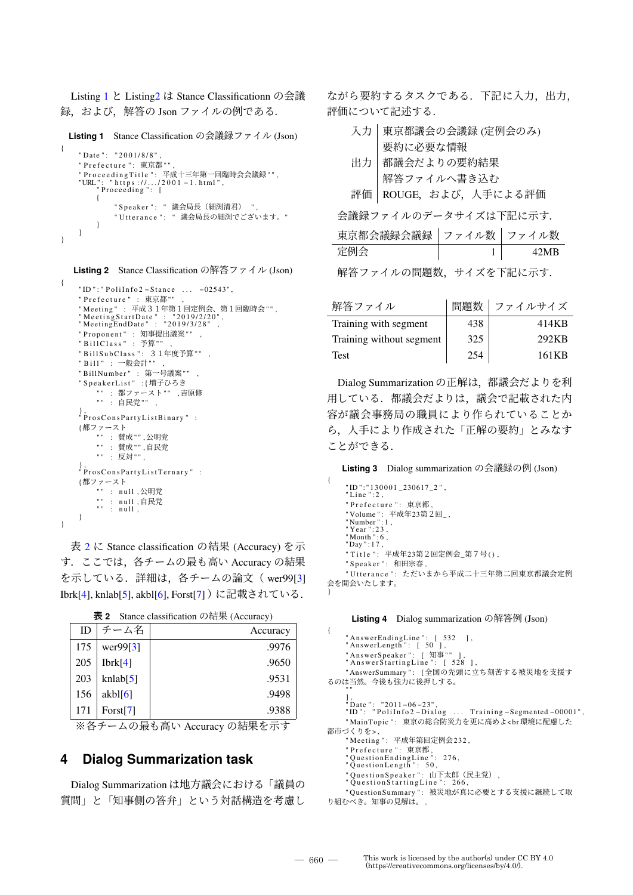Listing 1 と Listing2 は Stance Classificationn の会議録，および，解答の Json ファイルの例である．

**Listing 1**　Stance Classification の会議録ファイル (Json)

```
{
    "Date": "2001/8/8",
    "Prefecture": 東京都"",
    "ProceedingTitle": 平成十三年第一回臨時会会議録"",
    "URL": "https://.../2001-1.html",
        "Proceeding": [
        {
            "Speaker": " 議会局長（細渕清君） ",
            "Utterance": " 議会局長の細渕でございます。"
        }
    ]
}
```

**Listing 2**　Stance Classification の解答ファイル (Json)

```
{
    "ID":"PoliInfo2-Stance ... -02543",
    "Prefecture" : 東京都"" ,
    "Meeting" : 平成３１年第１回定例会、第１回臨時会"",
    "MeetingStartDate" : "2019/2/20",
    "MeetingEndDate" : "2019/3/28" ,
    "Proponent" : 知事提出議案"" ,
    "BillClass" : 予算"" ,
    "BillSubClass" : ３１年度予算"" ,
    "Bill" : 一般会計"" ,
    "BillNumber" : 第一号議案"" ,
    "SpeakerList" :{増子ひろき
        "" : 都ファースト"" ,吉原修
        "" : 自民党"" ,
    },
    "ProsConsPartyListBinary" :
    {都ファースト
        "" : 賛成"",公明党
        "" : 賛成"",自民党
        "" : 反対"",
    },
    "ProsConsPartyListTernary" :
    {都ファースト
        "" : null,公明党
        "" : null,自民党
        "" : null,
    }
}
```

表 2 に Stance classification の結果 (Accuracy) を示す．ここでは，各チームの最も高い Accuracy の結果を示している．詳細は，各チームの論文（ wer99[3] Ibrk[4], knlab[5], akbl[6], Forst[7]）に記載されている．

**表 2**　Stance classification の結果 (Accuracy)

| ID | チーム名 | Accuracy |
|---|---|---|
| 175 | wer99[3] | .9976 |
| 205 | Ibrk[4] | .9650 |
| 203 | knlab[5] | .9531 |
| 156 | akbl[6] | .9498 |
| 171 | Forst[7] | .9388 |

※各チームの最も高い Accuracy の結果を示す

## 4　Dialog Summarization task

Dialog Summarization は地方議会における「議員の質問」と「知事側の答弁」という対話構造を考慮しながら要約するタスクである．下記に入力，出力，評価について記述する．

| | |
|---|---|
| 入力 | 東京都議会の会議録 (定例会のみ) |
| | 要約に必要な情報 |
| 出力 | 都議会だよりの要約結果 |
| | 解答ファイルへ書き込む |
| 評価 | ROUGE，および，人手による評価 |

会議録ファイルのデータサイズは下記に示す．

| 東京都会議録会議録 | ファイル数 | ファイル数 |
|---|---|---|
| 定例会 | 1 | 42MB |

解答ファイルの問題数，サイズを下記に示す．

| 解答ファイル | 問題数 | ファイルサイズ |
|---|---|---|
| Training with segment | 438 | 414KB |
| Training without segment | 325 | 292KB |
| Test | 254 | 161KB |

Dialog Summarization の正解は，都議会だよりを利用している．都議会だよりは，議会で記載された内容が議会事務局の職員により作られていることから，人手により作成された「正解の要約」とみなすことができる．

**Listing 3**　Dialog summarization の会議録の例 (Json)

```
{
    "ID":"130001_230617_2",
    "Line":2,
    "Prefecture": 東京都,
    "Volume": 平成年23第２回_,
    "Number":1,
    "Year":23,
    "Month":6,
    "Day":17,
    "Title": 平成年23第２回定例会_第７号(),
    "Speaker": 和田宗春,
    "Utterance": ただいまから平成二十三年第二回東京都議会定例会を開会いたします。
}
```

**Listing 4**　Dialog summarization の解答例 (Json)

```
{
    "AnswerEndingLine": [ 532 ],
    "AnswerLength": [ 50 ],
    "AnswerSpeaker": [ 知事"" ],
    "AnswerStartingLine": [ 528 ],
    "AnswerSummary": [全国の先頭に立ち刻苦する被災地を支援するのは当然。今後も強力に後押しする。
    ""
    ],
    "Date": "2011-06-23",
    "ID": "PoliInfo2-Dialog ... Training-Segmented-00001",
    "MainTopic": 東京の総合防災力を更に高めよ<br環境に配慮した都市づくりを>,
    "Meeting": 平成年第回定例会232,
    "Prefecture": 東京都,
    "QuestionEndingLine": 276,
    "QuestionLength": 50,
    "QuestionSpeaker": 山下太郎（民主党）,
    "QuestionStartingLine": 266,
    "QuestionSummary": 被災地が真に必要とする支援に継続して取り組むべき。知事の見解は。,
```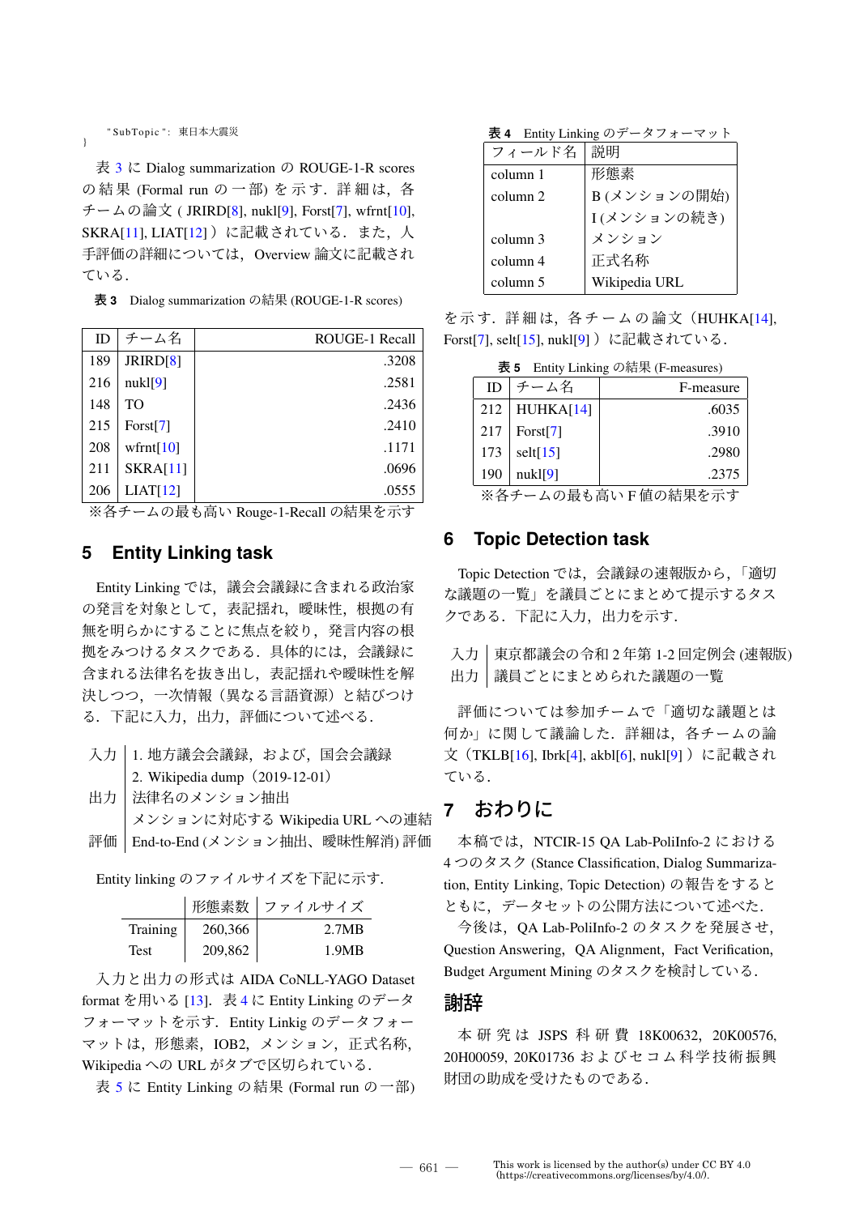```
    "SubTopic": 東日本大震災
}
```

表 3 に Dialog summarization の ROUGE-1-R scores の結果 (Formal run の一部) を示す．詳細は，各チームの論文 ( JRIRD[8], nukl[9], Forst[7], wfrnt[10], SKRA[11], LIAT[12] ）に記載されている．また，人手評価の詳細については，Overview 論文に記載されている．

**表 3** Dialog summarization の結果 (ROUGE-1-R scores)

| ID | チーム名 | ROUGE-1 Recall |
|---|---|---|
| 189 | JRIRD[8] | .3208 |
| 216 | nukl[9] | .2581 |
| 148 | TO | .2436 |
| 215 | Forst[7] | .2410 |
| 208 | wfrnt[10] | .1171 |
| 211 | SKRA[11] | .0696 |
| 206 | LIAT[12] | .0555 |

※各チームの最も高い Rouge-1-Recall の結果を示す

## 5 Entity Linking task

Entity Linking では，議会会議録に含まれる政治家の発言を対象として，表記揺れ，曖昧性，根拠の有無を明らかにすることに焦点を絞り，発言内容の根拠をみつけるタスクである．具体的には，会議録に含まれる法律名を抜き出し，表記揺れや曖昧性を解決しつつ，一次情報（異なる言語資源）と結びつける．下記に入力，出力，評価について述べる．

| | |
|---|---|
| 入力 | 1. 地方議会会議録，および，国会会議録 |
| | 2. Wikipedia dump（2019-12-01） |
| 出力 | 法律名のメンション抽出 |
| | メンションに対応する Wikipedia URL への連結 |
| 評価 | End-to-End (メンション抽出、曖昧性解消) 評価 |

Entity linking のファイルサイズを下記に示す．

| | 形態素数 | ファイルサイズ |
|---|---|---|
| Training | 260,366 | 2.7MB |
| Test | 209,862 | 1.9MB |

入力と出力の形式は AIDA CoNLL-YAGO Dataset format を用いる [13]．表 4 に Entity Linking のデータフォーマットを示す．Entity Linkig のデータフォーマットは，形態素，IOB2，メンション，正式名称，Wikipedia への URL がタブで区切られている．

**表 4** Entity Linking のデータフォーマット

| フィールド名 | 説明 |
|---|---|
| column 1 | 形態素 |
| column 2 | B (メンションの開始) |
| | I (メンションの続き) |
| column 3 | メンション |
| column 4 | 正式名称 |
| column 5 | Wikipedia URL |

表 5 に Entity Linking の結果 (Formal run の一部) を示す．詳細は，各チームの論文（HUHKA[14], Forst[7], selt[15], nukl[9] ）に記載されている．

**表 5** Entity Linking の結果 (F-measures)

| ID | チーム名 | F-measure |
|---|---|---|
| 212 | HUHKA[14] | .6035 |
| 217 | Forst[7] | .3910 |
| 173 | selt[15] | .2980 |
| 190 | nukl[9] | .2375 |

※各チームの最も高い F 値の結果を示す

## 6 Topic Detection task

Topic Detection では，会議録の速報版から，「適切な議題の一覧」を議員ごとにまとめて提示するタスクである．下記に入力，出力を示す．

| | |
|---|---|
| 入力 | 東京都議会の令和 2 年第 1-2 回定例会 (速報版) |
| 出力 | 議員ごとにまとめられた議題の一覧 |

評価については参加チームで「適切な議題とは何か」に関して議論した．詳細は，各チームの論文（TKLB[16], Ibrk[4], akbl[6], nukl[9] ）に記載されている．

## 7 おわりに

本稿では，NTCIR-15 QA Lab-PoliInfo-2 における 4 つのタスク (Stance Classification, Dialog Summarization, Entity Linking, Topic Detection) の報告をするとともに，データセットの公開方法について述べた．

今後は，QA Lab-PoliInfo-2 のタスクを発展させ，Question Answering，QA Alignment，Fact Verification，Budget Argument Mining のタスクを検討している．

## 謝辞

本研究は JSPS 科研費 18K00632，20K00576，20H00059，20K01736 およびセコム科学技術振興財団の助成を受けたものである．

This work is licensed by the author(s) under CC BY 4.0 (https://creativecommons.org/licenses/by/4.0/).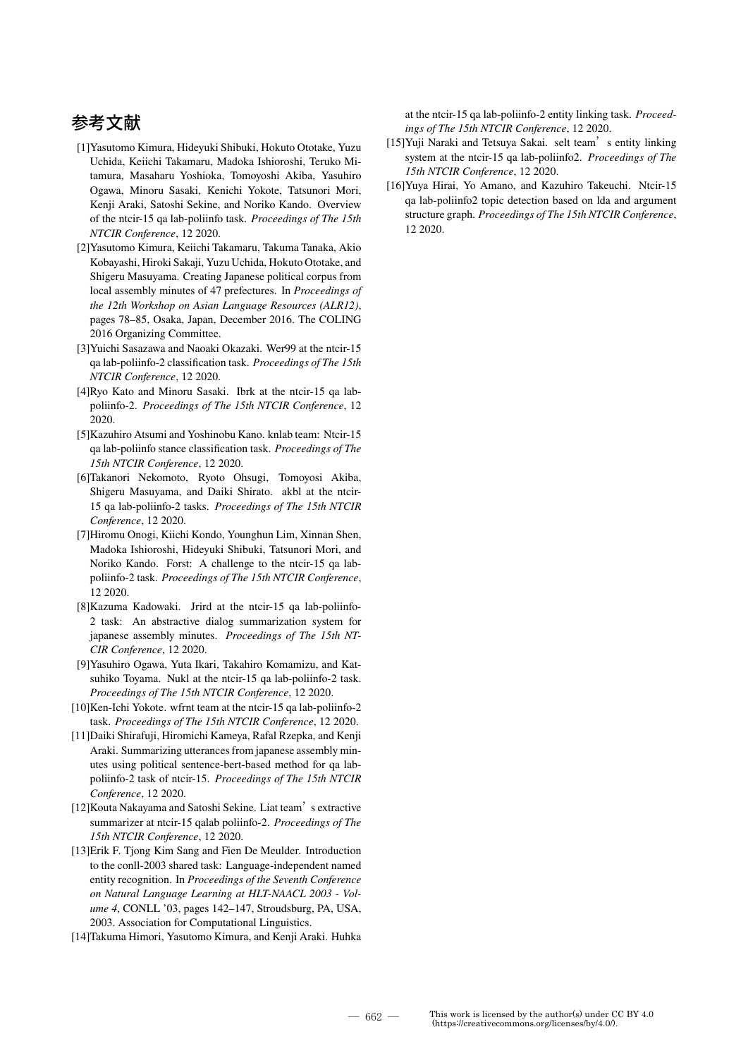## 参考文献

[1]Yasutomo Kimura, Hideyuki Shibuki, Hokuto Ototake, Yuzu Uchida, Keiichi Takamaru, Madoka Ishioroshi, Teruko Mitamura, Masaharu Yoshioka, Tomoyoshi Akiba, Yasuhiro Ogawa, Minoru Sasaki, Kenichi Yokote, Tatsunori Mori, Kenji Araki, Satoshi Sekine, and Noriko Kando. Overview of the ntcir-15 qa lab-poliinfo task. *Proceedings of The 15th NTCIR Conference*, 12 2020.

[2]Yasutomo Kimura, Keiichi Takamaru, Takuma Tanaka, Akio Kobayashi, Hiroki Sakaji, Yuzu Uchida, Hokuto Ototake, and Shigeru Masuyama. Creating Japanese political corpus from local assembly minutes of 47 prefectures. In *Proceedings of the 12th Workshop on Asian Language Resources (ALR12)*, pages 78–85, Osaka, Japan, December 2016. The COLING 2016 Organizing Committee.

[3]Yuichi Sasazawa and Naoaki Okazaki. Wer99 at the ntcir-15 qa lab-poliinfo-2 classification task. *Proceedings of The 15th NTCIR Conference*, 12 2020.

[4]Ryo Kato and Minoru Sasaki. Ibrk at the ntcir-15 qa lab-poliinfo-2. *Proceedings of The 15th NTCIR Conference*, 12 2020.

[5]Kazuhiro Atsumi and Yoshinobu Kano. knlab team: Ntcir-15 qa lab-poliinfo stance classification task. *Proceedings of The 15th NTCIR Conference*, 12 2020.

[6]Takanori Nekomoto, Ryoto Ohsugi, Tomoyosi Akiba, Shigeru Masuyama, and Daiki Shirato. akbl at the ntcir-15 qa lab-poliinfo-2 tasks. *Proceedings of The 15th NTCIR Conference*, 12 2020.

[7]Hiromu Onogi, Kiichi Kondo, Younghun Lim, Xinnan Shen, Madoka Ishioroshi, Hideyuki Shibuki, Tatsunori Mori, and Noriko Kando. Forst: A challenge to the ntcir-15 qa lab-poliinfo-2 task. *Proceedings of The 15th NTCIR Conference*, 12 2020.

[8]Kazuma Kadowaki. Jrird at the ntcir-15 qa lab-poliinfo-2 task: An abstractive dialog summarization system for japanese assembly minutes. *Proceedings of The 15th NTCIR Conference*, 12 2020.

[9]Yasuhiro Ogawa, Yuta Ikari, Takahiro Komamizu, and Katsuhiko Toyama. Nukl at the ntcir-15 qa lab-poliinfo-2 task. *Proceedings of The 15th NTCIR Conference*, 12 2020.

[10]Ken-Ichi Yokote. wfrnt team at the ntcir-15 qa lab-poliinfo-2 task. *Proceedings of The 15th NTCIR Conference*, 12 2020.

[11]Daiki Shirafuji, Hiromichi Kameya, Rafal Rzepka, and Kenji Araki. Summarizing utterances from japanese assembly minutes using political sentence-bert-based method for qa lab-poliinfo-2 task of ntcir-15. *Proceedings of The 15th NTCIR Conference*, 12 2020.

[12]Kouta Nakayama and Satoshi Sekine. Liat team's extractive summarizer at ntcir-15 qalab poliinfo-2. *Proceedings of The 15th NTCIR Conference*, 12 2020.

[13]Erik F. Tjong Kim Sang and Fien De Meulder. Introduction to the conll-2003 shared task: Language-independent named entity recognition. In *Proceedings of the Seventh Conference on Natural Language Learning at HLT-NAACL 2003 - Volume 4*, CONLL '03, pages 142–147, Stroudsburg, PA, USA, 2003. Association for Computational Linguistics.

[14]Takuma Himori, Yasutomo Kimura, and Kenji Araki. Huhka at the ntcir-15 qa lab-poliinfo-2 entity linking task. *Proceedings of The 15th NTCIR Conference*, 12 2020.

[15]Yuji Naraki and Tetsuya Sakai. selt team's entity linking system at the ntcir-15 qa lab-poliinfo2. *Proceedings of The 15th NTCIR Conference*, 12 2020.

[16]Yuya Hirai, Yo Amano, and Kazuhiro Takeuchi. Ntcir-15 qa lab-poliinfo2 topic detection based on lda and argument structure graph. *Proceedings of The 15th NTCIR Conference*, 12 2020.

This work is licensed by the author(s) under CC BY 4.0
(https://creativecommons.org/licenses/by/4.0/).